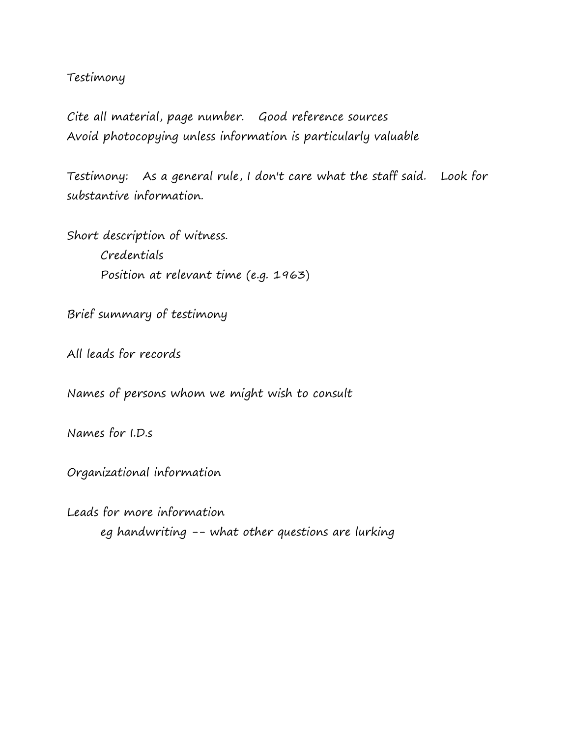# Testimony

Cite all material, page number. Good reference sources
Avoid photocopying unless information is particularly valuable

Testimony: As a general rule, I don't care what the staff said. Look for substantive information.

Short description of witness.

- Credentials
- Position at relevant time (e.g. 1963)

Brief summary of testimony

All leads for records

Names of persons whom we might wish to consult

Names for I.D.s

Organizational information

Leads for more information

- eg handwriting -- what other questions are lurking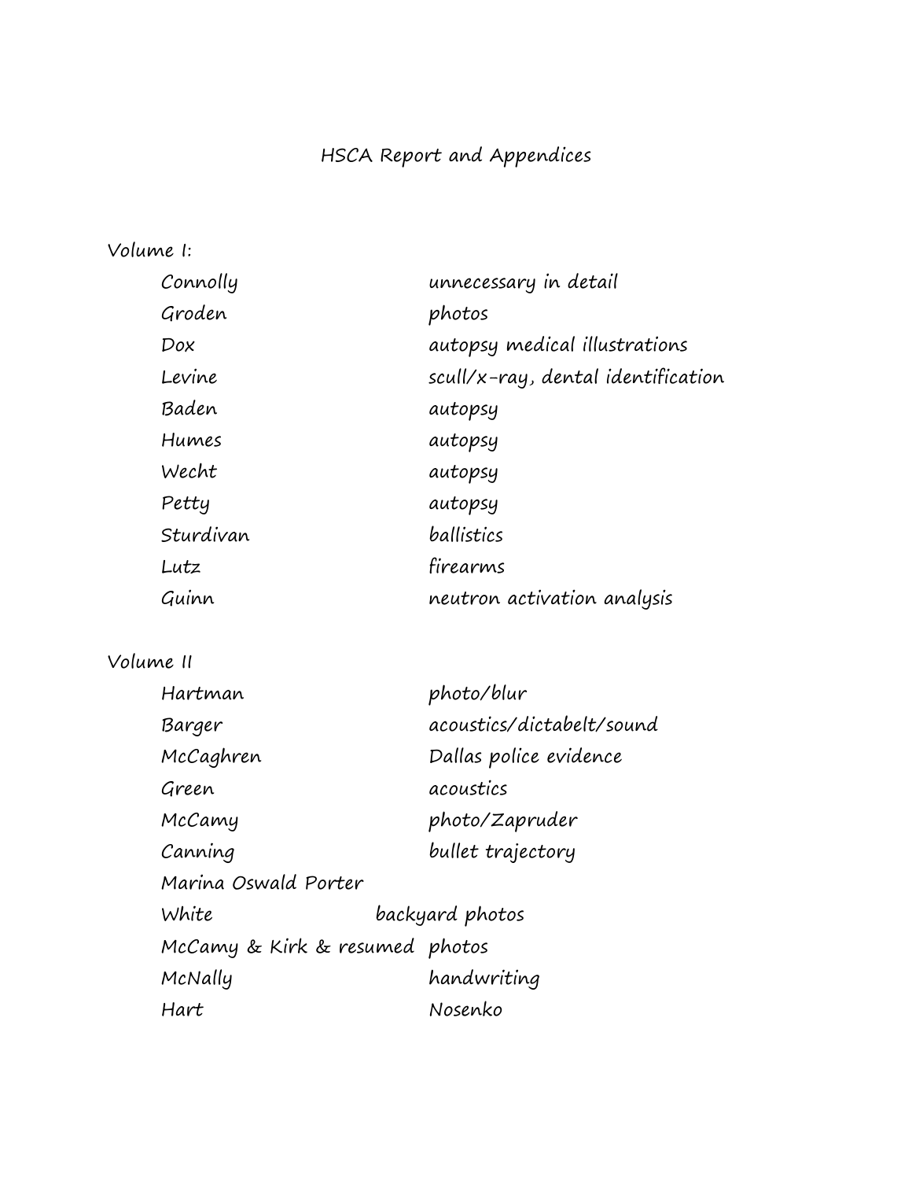# HSCA Report and Appendices

Volume I:

| | |
|---|---|
| Connolly | unnecessary in detail |
| Groden | photos |
| Dox | autopsy medical illustrations |
| Levine | scull/x-ray, dental identification |
| Baden | autopsy |
| Humes | autopsy |
| Wecht | autopsy |
| Petty | autopsy |
| Sturdivan | ballistics |
| Lutz | firearms |
| Guinn | neutron activation analysis |

Volume II

| | |
|---|---|
| Hartman | photo/blur |
| Barger | acoustics/dictabelt/sound |
| McCaghren | Dallas police evidence |
| Green | acoustics |
| McCamy | photo/Zapruder |
| Canning | bullet trajectory |
| Marina Oswald Porter | |
| White | backyard photos |
| McCamy & Kirk & resumed | photos |
| McNally | handwriting |
| Hart | Nosenko |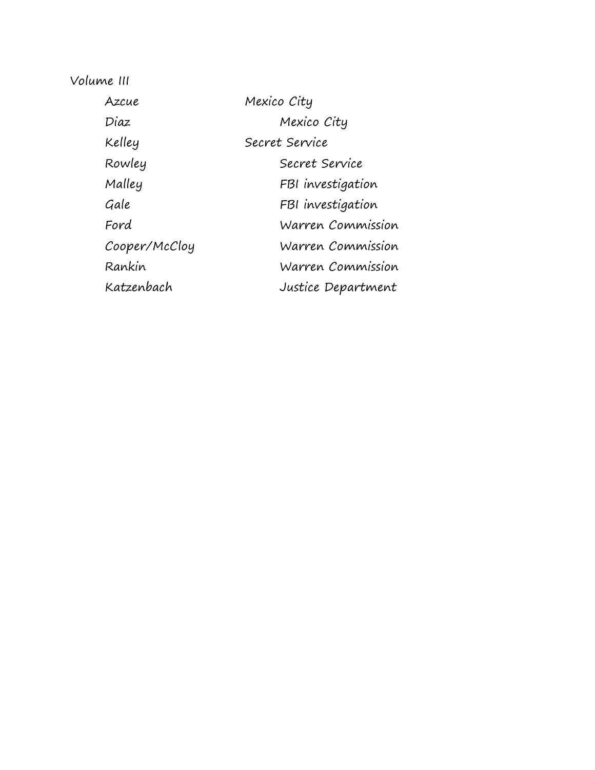Volume III

| | |
|---|---|
| Azcue | Mexico City |
| Diaz | Mexico City |
| Kelley | Secret Service |
| Rowley | Secret Service |
| Malley | FBI investigation |
| Gale | FBI investigation |
| Ford | Warren Commission |
| Cooper/McCloy | Warren Commission |
| Rankin | Warren Commission |
| Katzenbach | Justice Department |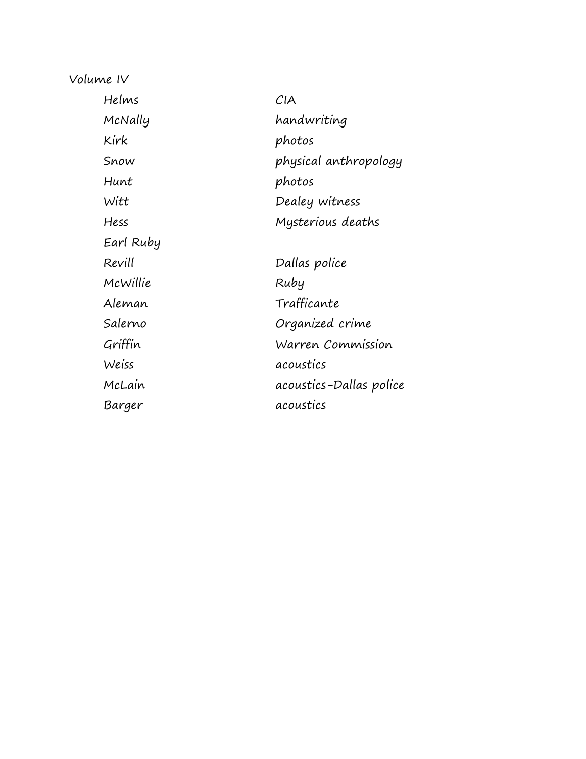Volume IV

| | |
|---|---|
| Helms | CIA |
| McNally | handwriting |
| Kirk | photos |
| Snow | physical anthropology |
| Hunt | photos |
| Witt | Dealey witness |
| Hess | Mysterious deaths |
| Earl Ruby | |
| Revill | Dallas police |
| McWillie | Ruby |
| Aleman | Trafficante |
| Salerno | Organized crime |
| Griffin | Warren Commission |
| Weiss | acoustics |
| McLain | acoustics-Dallas police |
| Barger | acoustics |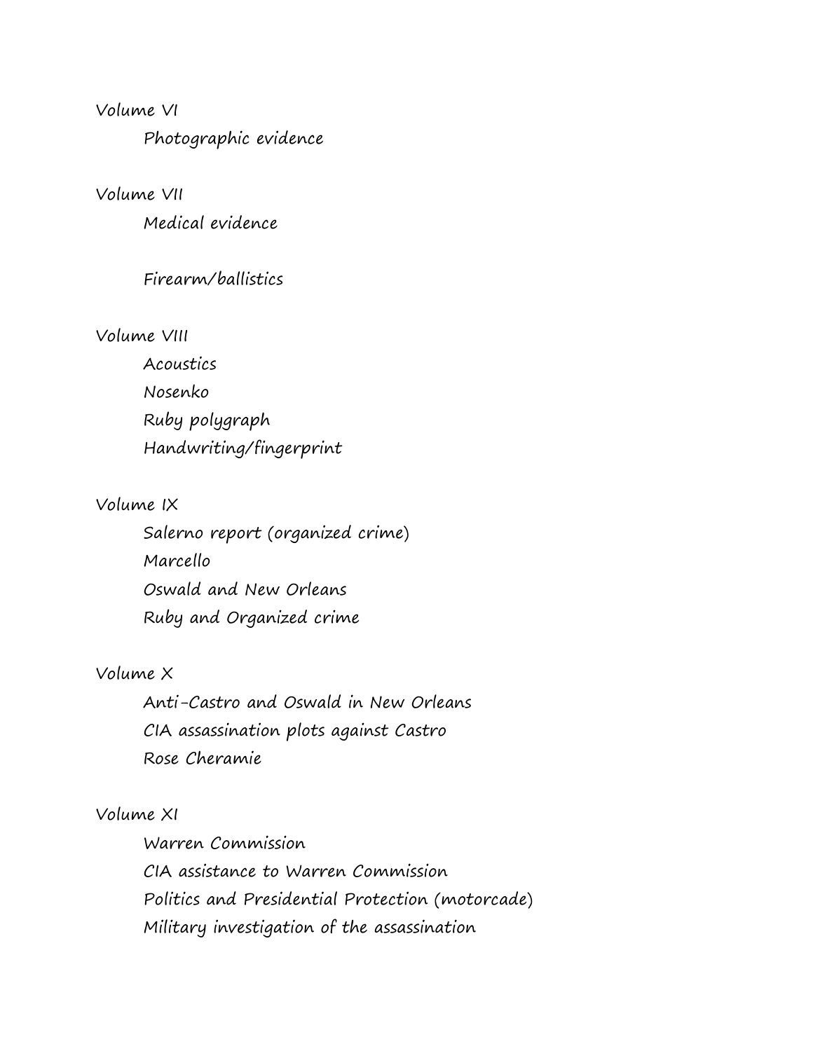Volume VI

- Photographic evidence

Volume VII

- Medical evidence

- Firearm/ballistics

Volume VIII

- Acoustics
- Nosenko
- Ruby polygraph
- Handwriting/fingerprint

Volume IX

- Salerno report (organized crime)
- Marcello
- Oswald and New Orleans
- Ruby and Organized crime

Volume X

- Anti-Castro and Oswald in New Orleans
- CIA assassination plots against Castro
- Rose Cheramie

Volume XI

- Warren Commission
- CIA assistance to Warren Commission
- Politics and Presidential Protection (motorcade)
- Military investigation of the assassination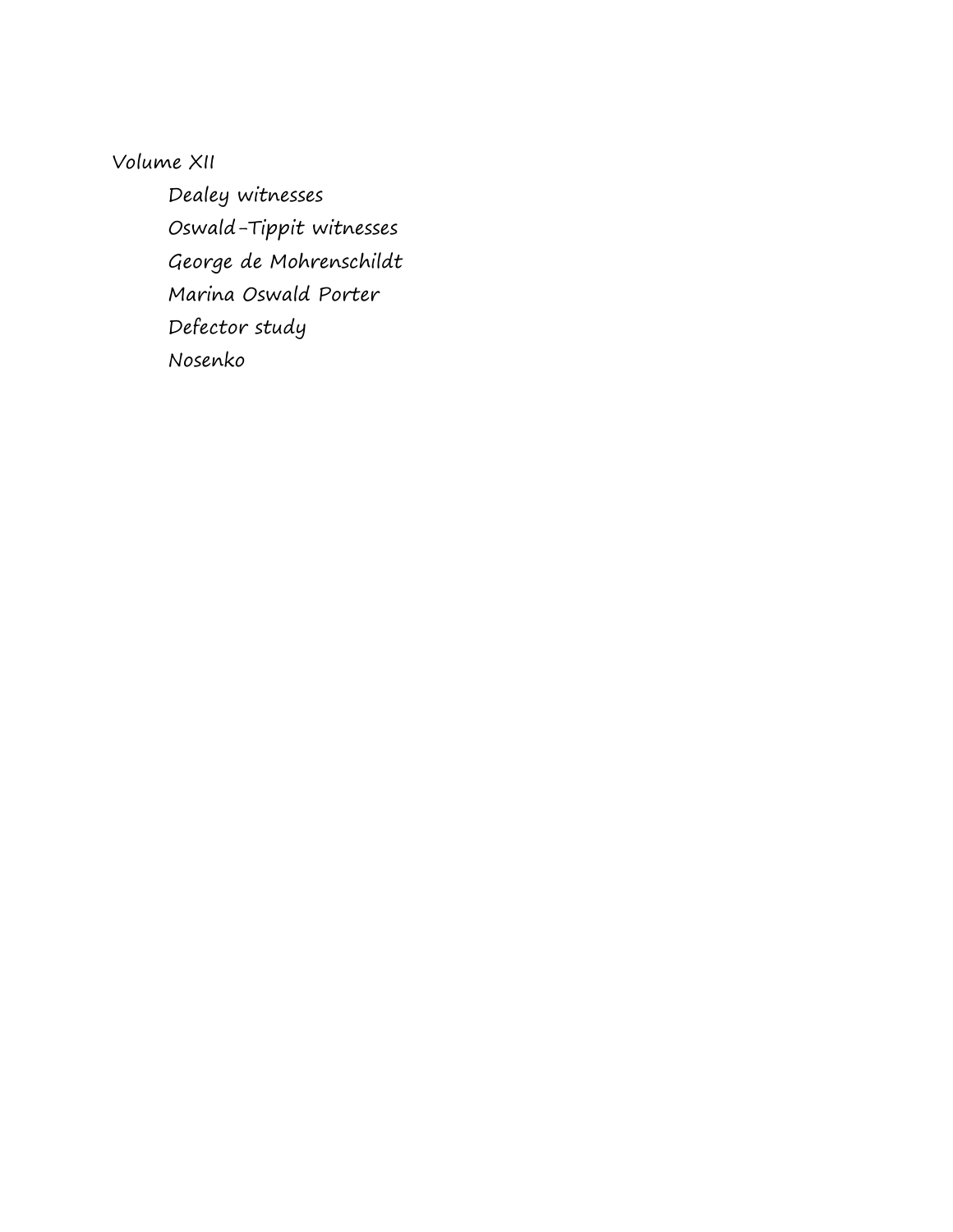Volume XII

- Dealey witnesses
- Oswald-Tippit witnesses
- George de Mohrenschildt
- Marina Oswald Porter
- Defector study
- Nosenko